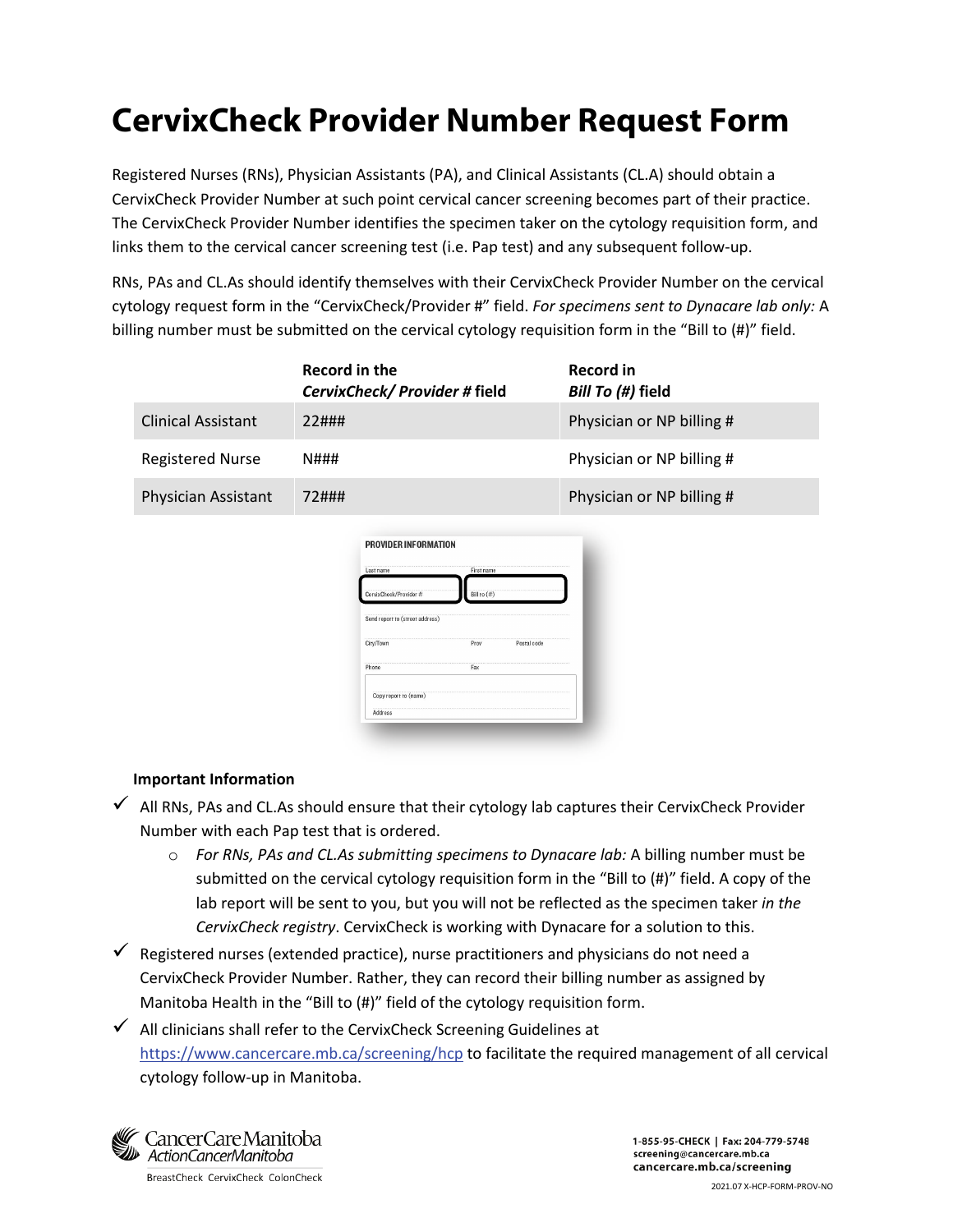# CervixCheck Provider Number Request Form

Registered Nurses (RNs), Physician Assistants (PA), and Clinical Assistants (CL.A) should obtain a CervixCheck Provider Number at such point cervical cancer screening becomes part of their practice. The CervixCheck Provider Number identifies the specimen taker on the cytology requisition form, and links them to the cervical cancer screening test (i.e. Pap test) and any subsequent follow-up.

RNs, PAs and CL.As should identify themselves with their CervixCheck Provider Number on the cervical cytology request form in the "CervixCheck/Provider #" field. *For specimens sent to Dynacare lab only:* A billing number must be submitted on the cervical cytology requisition form in the "Bill to (#)" field.

| | Record in the *CervixCheck/ Provider #* field | Record in *Bill To (#)* field |
|---|---|---|
| Clinical Assistant | 22### | Physician or NP billing # |
| Registered Nurse | N### | Physician or NP billing # |
| Physician Assistant | 72### | Physician or NP billing # |

**PROVIDER INFORMATION**

| Last name | First name | |
|---|---|---|
| CervixCheck/Provider # | Bill to (#) | |
| Send report to (street address) | | |
| City/Town | Prov | Postal code |
| Phone | Fax | |
| Copy report to (name) | | |
| Address | | |

**Important Information**

- ✓ All RNs, PAs and CL.As should ensure that their cytology lab captures their CervixCheck Provider Number with each Pap test that is ordered.
  - *For RNs, PAs and CL.As submitting specimens to Dynacare lab:* A billing number must be submitted on the cervical cytology requisition form in the "Bill to (#)" field. A copy of the lab report will be sent to you, but you will not be reflected as the specimen taker *in the CervixCheck registry*. CervixCheck is working with Dynacare for a solution to this.
- ✓ Registered nurses (extended practice), nurse practitioners and physicians do not need a CervixCheck Provider Number. Rather, they can record their billing number as assigned by Manitoba Health in the "Bill to (#)" field of the cytology requisition form.
- ✓ All clinicians shall refer to the CervixCheck Screening Guidelines at https://www.cancercare.mb.ca/screening/hcp to facilitate the required management of all cervical cytology follow-up in Manitoba.

CancerCare Manitoba
ActionCancerManitoba
BreastCheck CervixCheck ColonCheck

1-855-95-CHECK | Fax: 204-779-5748
screening@cancercare.mb.ca
cancercare.mb.ca/screening

2021.07 X-HCP-FORM-PROV-NO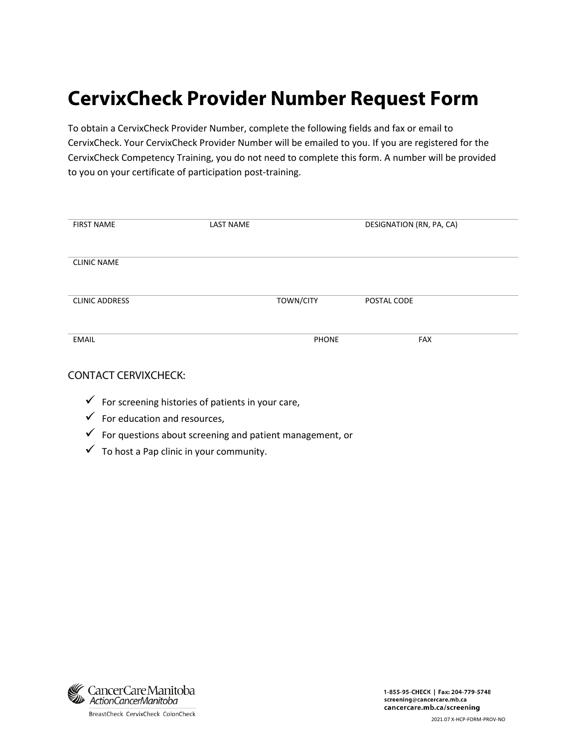# CervixCheck Provider Number Request Form

To obtain a CervixCheck Provider Number, complete the following fields and fax or email to CervixCheck. Your CervixCheck Provider Number will be emailed to you. If you are registered for the CervixCheck Competency Training, you do not need to complete this form. A number will be provided to you on your certificate of participation post-training.

| FIRST NAME | LAST NAME | DESIGNATION (RN, PA, CA) |
|---|---|---|
| | | |

| CLINIC NAME |
|---|
| |

| CLINIC ADDRESS | TOWN/CITY | POSTAL CODE |
|---|---|---|
| | | |

| EMAIL | PHONE | FAX |
|---|---|---|
| | | |

CONTACT CERVIXCHECK:

- ✓ For screening histories of patients in your care,
- ✓ For education and resources,
- ✓ For questions about screening and patient management, or
- ✓ To host a Pap clinic in your community.

CancerCare Manitoba
ActionCancerManitoba
BreastCheck CervixCheck ColonCheck

1-855-95-CHECK | Fax: 204-779-5748
screening@cancercare.mb.ca
cancercare.mb.ca/screening

2021.07 X-HCP-FORM-PROV-NO